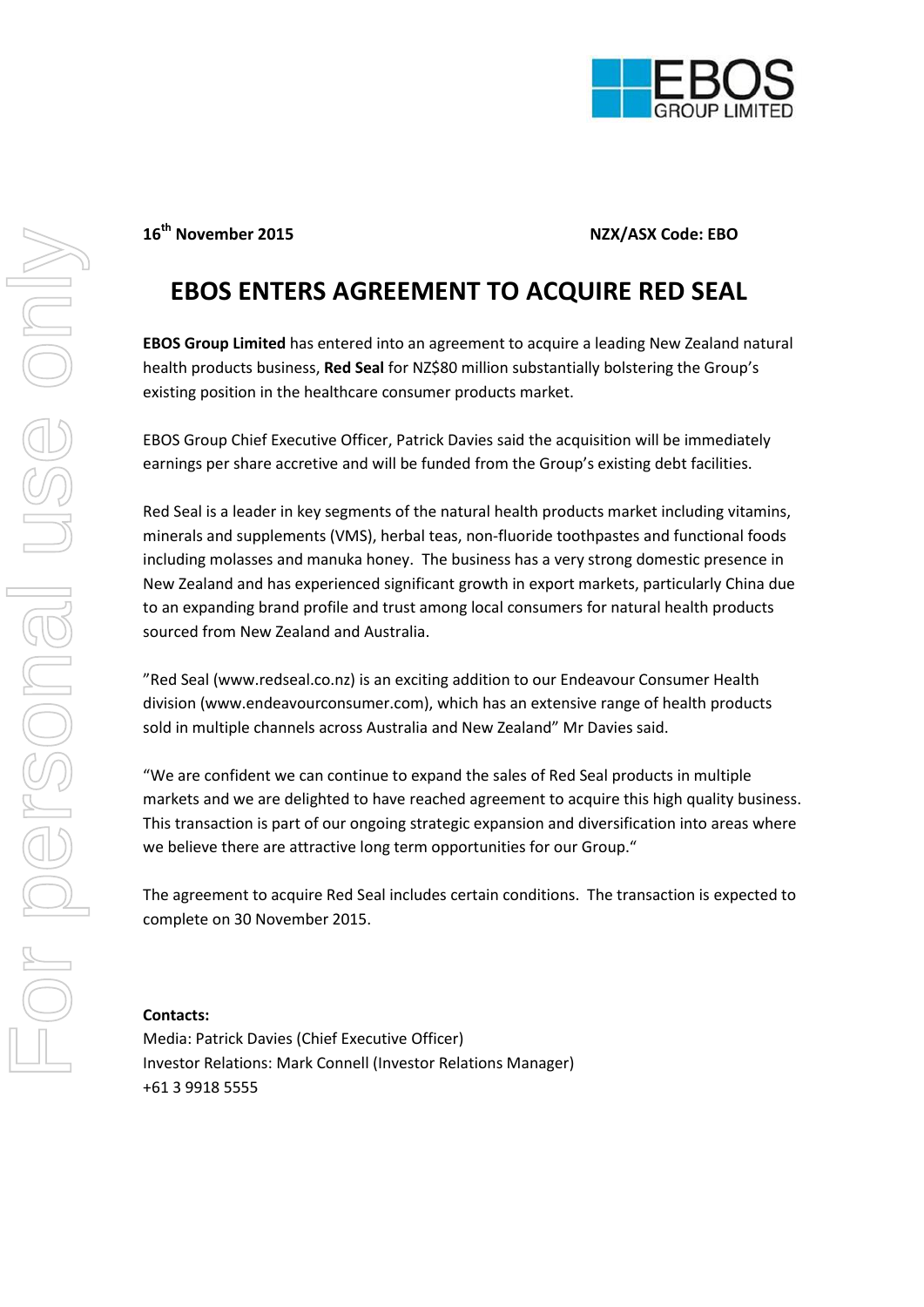16th November 2015 NZX/ASX Code: EBO

# EBOS ENTERS AGREEMENT TO ACQUIRE RED SEAL

**EBOS Group Limited** has entered into an agreement to acquire a leading New Zealand natural health products business, **Red Seal** for NZ$80 million substantially bolstering the Group's existing position in the healthcare consumer products market.

EBOS Group Chief Executive Officer, Patrick Davies said the acquisition will be immediately earnings per share accretive and will be funded from the Group's existing debt facilities.

Red Seal is a leader in key segments of the natural health products market including vitamins, minerals and supplements (VMS), herbal teas, non-fluoride toothpastes and functional foods including molasses and manuka honey. The business has a very strong domestic presence in New Zealand and has experienced significant growth in export markets, particularly China due to an expanding brand profile and trust among local consumers for natural health products sourced from New Zealand and Australia.

"Red Seal (www.redseal.co.nz) is an exciting addition to our Endeavour Consumer Health division (www.endeavourconsumer.com), which has an extensive range of health products sold in multiple channels across Australia and New Zealand" Mr Davies said.

"We are confident we can continue to expand the sales of Red Seal products in multiple markets and we are delighted to have reached agreement to acquire this high quality business. This transaction is part of our ongoing strategic expansion and diversification into areas where we believe there are attractive long term opportunities for our Group."

The agreement to acquire Red Seal includes certain conditions. The transaction is expected to complete on 30 November 2015.

**Contacts:**
Media: Patrick Davies (Chief Executive Officer)
Investor Relations: Mark Connell (Investor Relations Manager)
+61 3 9918 5555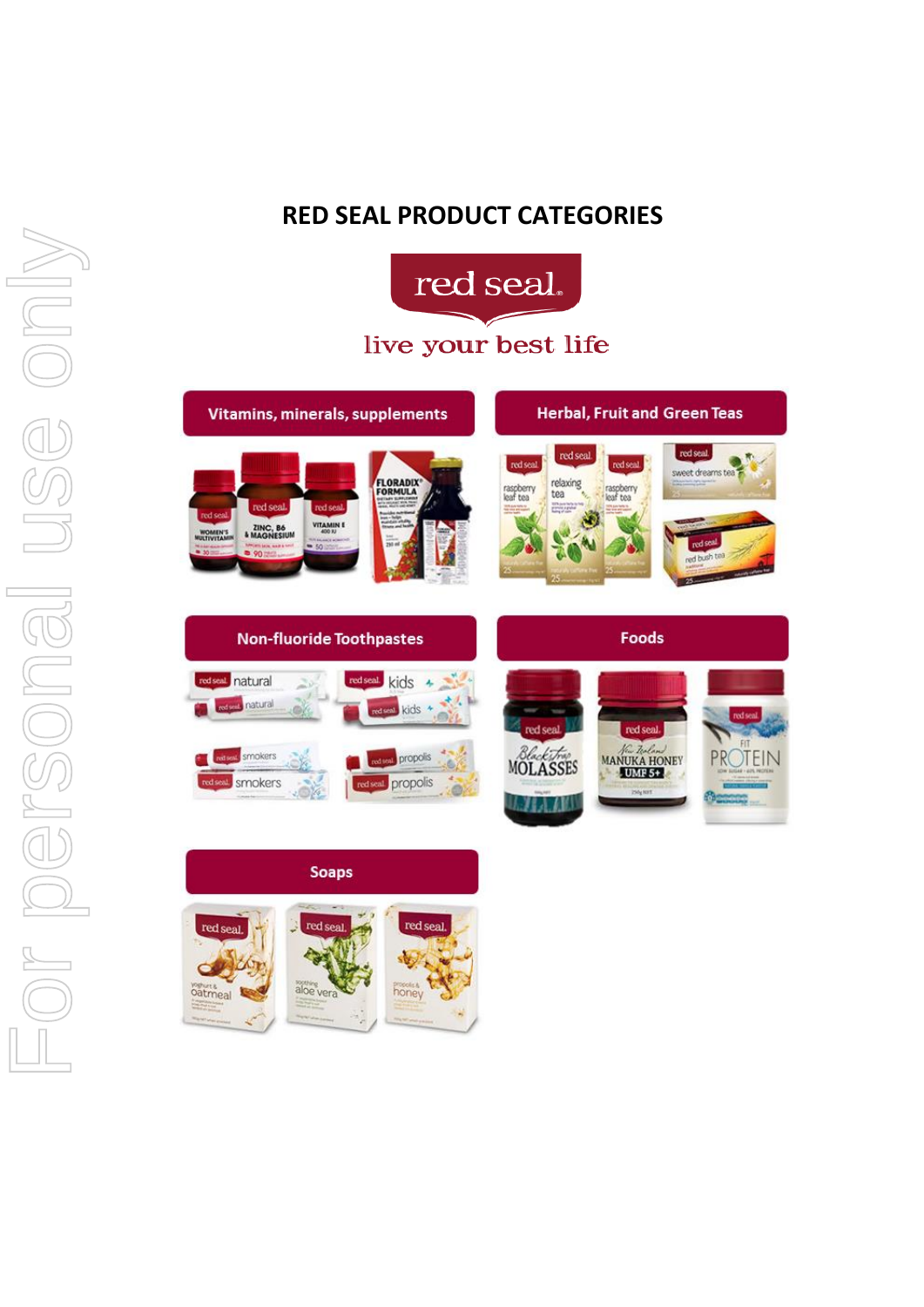# RED SEAL PRODUCT CATEGORIES

red seal

live your best life

## Vitamins, minerals, supplements

## Herbal, Fruit and Green Teas

## Non-fluoride Toothpastes

## Foods

## Soaps

For personal use only